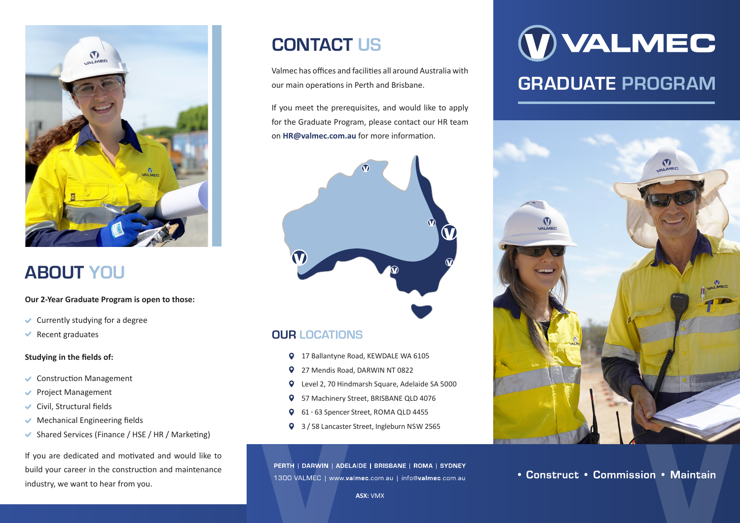# VALMEC

## GRADUATE PROGRAM

## ABOUT YOU

**Our 2-Year Graduate Program is open to those:**

- Currently studying for a degree
- Recent graduates

**Studying in the fields of:**

- Construction Management
- Project Management
- Civil, Structural fields
- Mechanical Engineering fields
- Shared Services (Finance / HSE / HR / Marketing)

If you are dedicated and motivated and would like to build your career in the construction and maintenance industry, we want to hear from you.

## CONTACT US

Valmec has offices and facilities all around Australia with our main operations in Perth and Brisbane.

If you meet the prerequisites, and would like to apply for the Graduate Program, please contact our HR team on **HR@valmec.com.au** for more information.

## OUR LOCATIONS

- 17 Ballantyne Road, KEWDALE WA 6105
- 27 Mendis Road, DARWIN NT 0822
- Level 2, 70 Hindmarsh Square, Adelaide SA 5000
- 57 Machinery Street, BRISBANE QLD 4076
- 61 - 63 Spencer Street, ROMA QLD 4455
- 3 / 58 Lancaster Street, Ingleburn NSW 2565

**PERTH | DARWIN | ADELAIDE | BRISBANE | ROMA | SYDNEY**

1300 VALMEC | www.**valmec**.com.au | info@**valmec**.com.au

**ASX:** VMX

• Construct • Commission • Maintain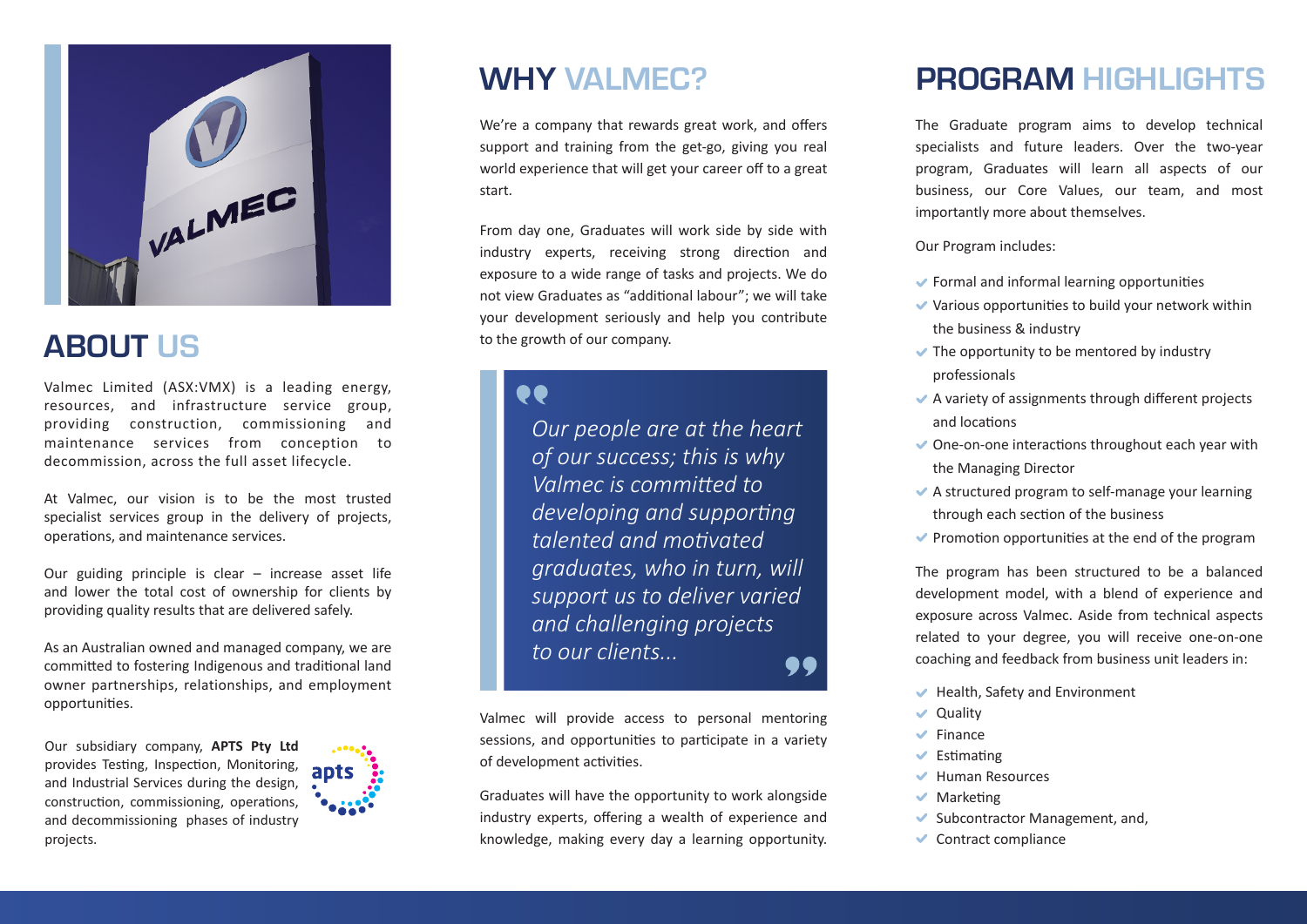## ABOUT US

Valmec Limited (ASX:VMX) is a leading energy, resources, and infrastructure service group, providing construction, commissioning and maintenance services from conception to decommission, across the full asset lifecycle.

At Valmec, our vision is to be the most trusted specialist services group in the delivery of projects, operations, and maintenance services.

Our guiding principle is clear – increase asset life and lower the total cost of ownership for clients by providing quality results that are delivered safely.

As an Australian owned and managed company, we are committed to fostering Indigenous and traditional land owner partnerships, relationships, and employment opportunities.

Our subsidiary company, **APTS Pty Ltd** provides Testing, Inspection, Monitoring, and Industrial Services during the design, construction, commissioning, operations, and decommissioning phases of industry projects.

## WHY VALMEC?

We're a company that rewards great work, and offers support and training from the get-go, giving you real world experience that will get your career off to a great start.

From day one, Graduates will work side by side with industry experts, receiving strong direction and exposure to a wide range of tasks and projects. We do not view Graduates as "additional labour"; we will take your development seriously and help you contribute to the growth of our company.

> *Our people are at the heart of our success; this is why Valmec is committed to developing and supporting talented and motivated graduates, who in turn, will support us to deliver varied and challenging projects to our clients...*

Valmec will provide access to personal mentoring sessions, and opportunities to participate in a variety of development activities.

Graduates will have the opportunity to work alongside industry experts, offering a wealth of experience and knowledge, making every day a learning opportunity.

## PROGRAM HIGHLIGHTS

The Graduate program aims to develop technical specialists and future leaders. Over the two-year program, Graduates will learn all aspects of our business, our Core Values, our team, and most importantly more about themselves.

Our Program includes:

- Formal and informal learning opportunities
- Various opportunities to build your network within the business & industry
- The opportunity to be mentored by industry professionals
- A variety of assignments through different projects and locations
- One-on-one interactions throughout each year with the Managing Director
- A structured program to self-manage your learning through each section of the business
- Promotion opportunities at the end of the program

The program has been structured to be a balanced development model, with a blend of experience and exposure across Valmec. Aside from technical aspects related to your degree, you will receive one-on-one coaching and feedback from business unit leaders in:

- Health, Safety and Environment
- Quality
- Finance
- Estimating
- Human Resources
- Marketing
- Subcontractor Management, and,
- Contract compliance